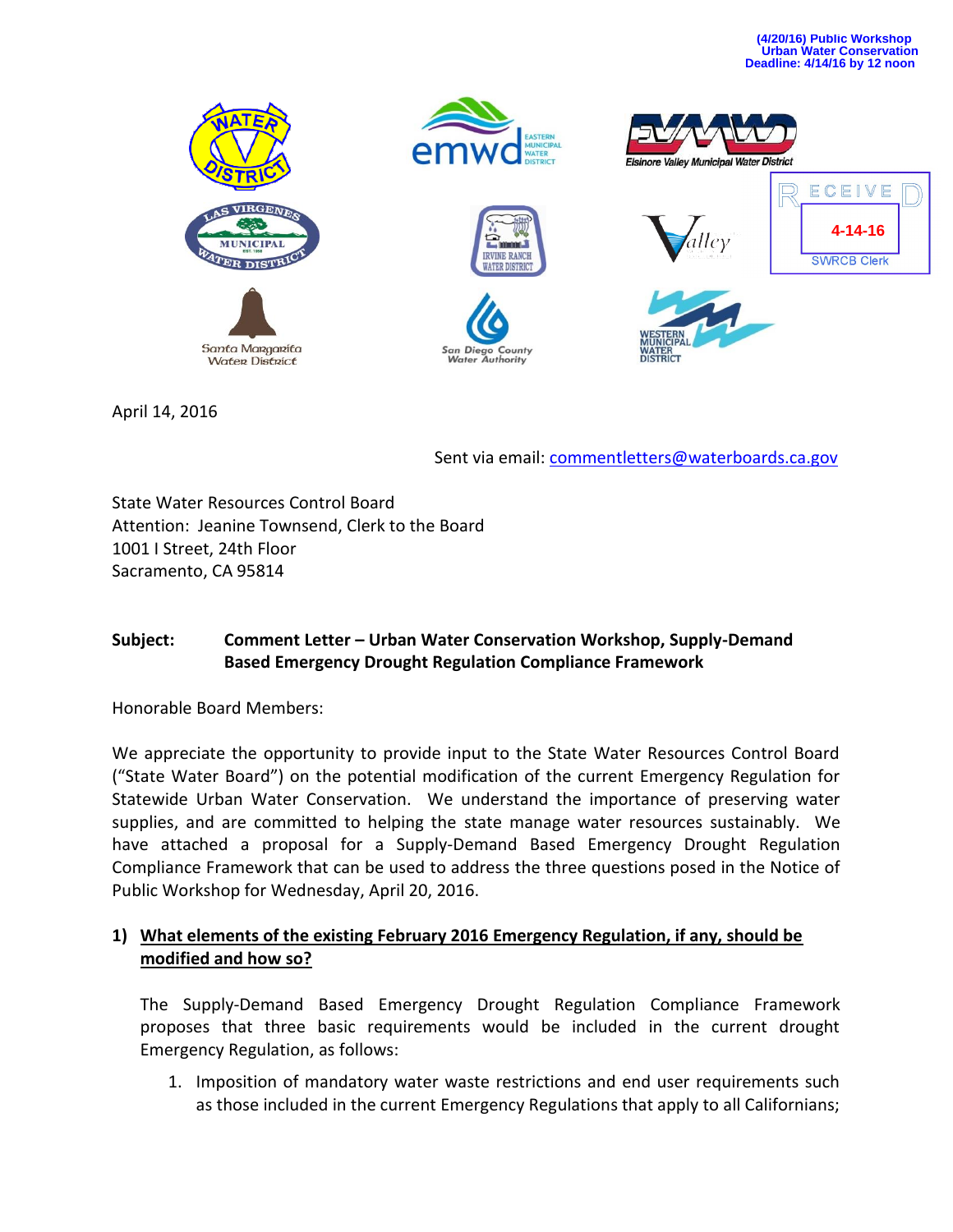(4/20/16) Public Workshop
Urban Water Conservation
Deadline: 4/14/16 by 12 noon

RECEIVED
4-14-16
SWRCB Clerk

April 14, 2016

Sent via email: commentletters@waterboards.ca.gov

State Water Resources Control Board
Attention: Jeanine Townsend, Clerk to the Board
1001 I Street, 24th Floor
Sacramento, CA 95814

**Subject: Comment Letter – Urban Water Conservation Workshop, Supply-Demand Based Emergency Drought Regulation Compliance Framework**

Honorable Board Members:

We appreciate the opportunity to provide input to the State Water Resources Control Board ("State Water Board") on the potential modification of the current Emergency Regulation for Statewide Urban Water Conservation. We understand the importance of preserving water supplies, and are committed to helping the state manage water resources sustainably. We have attached a proposal for a Supply-Demand Based Emergency Drought Regulation Compliance Framework that can be used to address the three questions posed in the Notice of Public Workshop for Wednesday, April 20, 2016.

1) **<u>What elements of the existing February 2016 Emergency Regulation, if any, should be modified and how so?</u>**

The Supply-Demand Based Emergency Drought Regulation Compliance Framework proposes that three basic requirements would be included in the current drought Emergency Regulation, as follows:

1. Imposition of mandatory water waste restrictions and end user requirements such as those included in the current Emergency Regulations that apply to all Californians;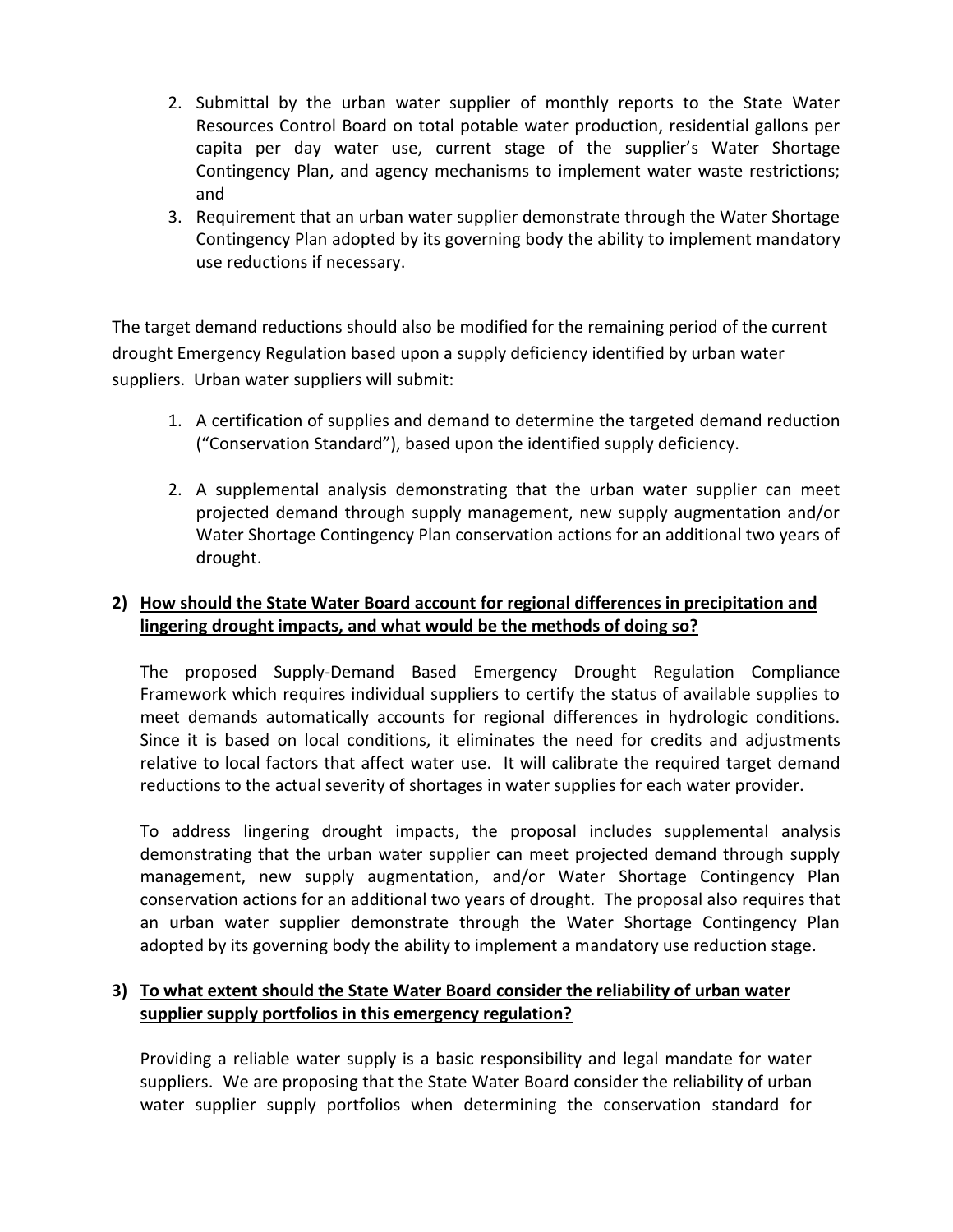2. Submittal by the urban water supplier of monthly reports to the State Water Resources Control Board on total potable water production, residential gallons per capita per day water use, current stage of the supplier's Water Shortage Contingency Plan, and agency mechanisms to implement water waste restrictions; and
3. Requirement that an urban water supplier demonstrate through the Water Shortage Contingency Plan adopted by its governing body the ability to implement mandatory use reductions if necessary.

The target demand reductions should also be modified for the remaining period of the current drought Emergency Regulation based upon a supply deficiency identified by urban water suppliers. Urban water suppliers will submit:

1. A certification of supplies and demand to determine the targeted demand reduction ("Conservation Standard"), based upon the identified supply deficiency.

2. A supplemental analysis demonstrating that the urban water supplier can meet projected demand through supply management, new supply augmentation and/or Water Shortage Contingency Plan conservation actions for an additional two years of drought.

**2) <u>How should the State Water Board account for regional differences in precipitation and lingering drought impacts, and what would be the methods of doing so?</u>**

The proposed Supply-Demand Based Emergency Drought Regulation Compliance Framework which requires individual suppliers to certify the status of available supplies to meet demands automatically accounts for regional differences in hydrologic conditions. Since it is based on local conditions, it eliminates the need for credits and adjustments relative to local factors that affect water use. It will calibrate the required target demand reductions to the actual severity of shortages in water supplies for each water provider.

To address lingering drought impacts, the proposal includes supplemental analysis demonstrating that the urban water supplier can meet projected demand through supply management, new supply augmentation, and/or Water Shortage Contingency Plan conservation actions for an additional two years of drought. The proposal also requires that an urban water supplier demonstrate through the Water Shortage Contingency Plan adopted by its governing body the ability to implement a mandatory use reduction stage.

**3) <u>To what extent should the State Water Board consider the reliability of urban water supplier supply portfolios in this emergency regulation?</u>**

Providing a reliable water supply is a basic responsibility and legal mandate for water suppliers. We are proposing that the State Water Board consider the reliability of urban water supplier supply portfolios when determining the conservation standard for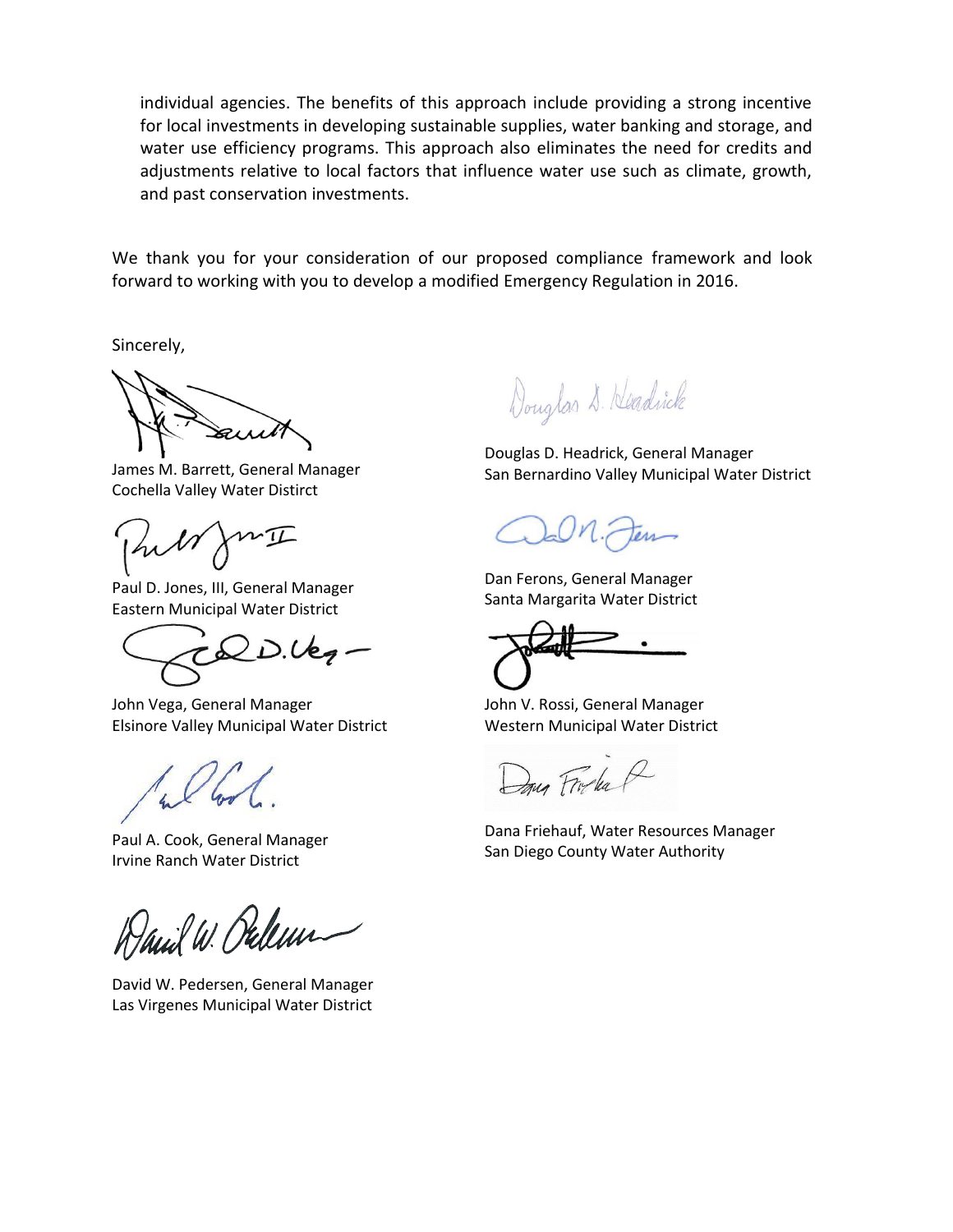individual agencies. The benefits of this approach include providing a strong incentive for local investments in developing sustainable supplies, water banking and storage, and water use efficiency programs. This approach also eliminates the need for credits and adjustments relative to local factors that influence water use such as climate, growth, and past conservation investments.

We thank you for your consideration of our proposed compliance framework and look forward to working with you to develop a modified Emergency Regulation in 2016.

Sincerely,

James M. Barrett, General Manager
Cochella Valley Water Distirct

Paul D. Jones, III, General Manager
Eastern Municipal Water District

John Vega, General Manager
Elsinore Valley Municipal Water District

Paul A. Cook, General Manager
Irvine Ranch Water District

David W. Pedersen, General Manager
Las Virgenes Municipal Water District

Douglas D. Headrick, General Manager
San Bernardino Valley Municipal Water District

Dan Ferons, General Manager
Santa Margarita Water District

John V. Rossi, General Manager
Western Municipal Water District

Dana Friehauf, Water Resources Manager
San Diego County Water Authority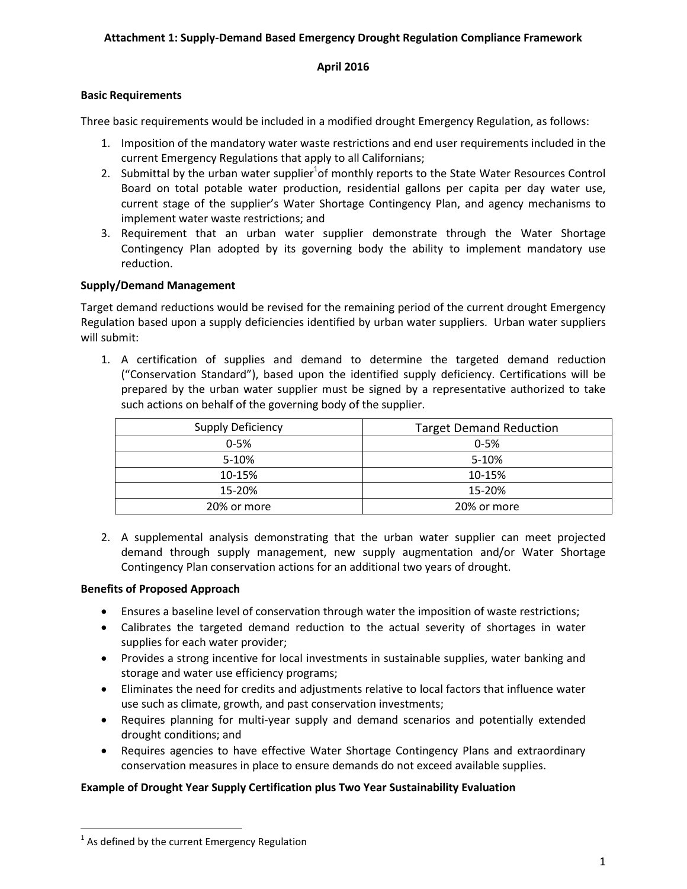**Attachment 1: Supply-Demand Based Emergency Drought Regulation Compliance Framework**

**April 2016**

**Basic Requirements**

Three basic requirements would be included in a modified drought Emergency Regulation, as follows:

1. Imposition of the mandatory water waste restrictions and end user requirements included in the current Emergency Regulations that apply to all Californians;
2. Submittal by the urban water supplier[1] of monthly reports to the State Water Resources Control Board on total potable water production, residential gallons per capita per day water use, current stage of the supplier's Water Shortage Contingency Plan, and agency mechanisms to implement water waste restrictions; and
3. Requirement that an urban water supplier demonstrate through the Water Shortage Contingency Plan adopted by its governing body the ability to implement mandatory use reduction.

**Supply/Demand Management**

Target demand reductions would be revised for the remaining period of the current drought Emergency Regulation based upon a supply deficiencies identified by urban water suppliers. Urban water suppliers will submit:

1. A certification of supplies and demand to determine the targeted demand reduction ("Conservation Standard"), based upon the identified supply deficiency. Certifications will be prepared by the urban water supplier must be signed by a representative authorized to take such actions on behalf of the governing body of the supplier.

| Supply Deficiency | Target Demand Reduction |
|---|---|
| 0-5% | 0-5% |
| 5-10% | 5-10% |
| 10-15% | 10-15% |
| 15-20% | 15-20% |
| 20% or more | 20% or more |

2. A supplemental analysis demonstrating that the urban water supplier can meet projected demand through supply management, new supply augmentation and/or Water Shortage Contingency Plan conservation actions for an additional two years of drought.

**Benefits of Proposed Approach**

- Ensures a baseline level of conservation through water the imposition of waste restrictions;
- Calibrates the targeted demand reduction to the actual severity of shortages in water supplies for each water provider;
- Provides a strong incentive for local investments in sustainable supplies, water banking and storage and water use efficiency programs;
- Eliminates the need for credits and adjustments relative to local factors that influence water use such as climate, growth, and past conservation investments;
- Requires planning for multi-year supply and demand scenarios and potentially extended drought conditions; and
- Requires agencies to have effective Water Shortage Contingency Plans and extraordinary conservation measures in place to ensure demands do not exceed available supplies.

**Example of Drought Year Supply Certification plus Two Year Sustainability Evaluation**

[1] As defined by the current Emergency Regulation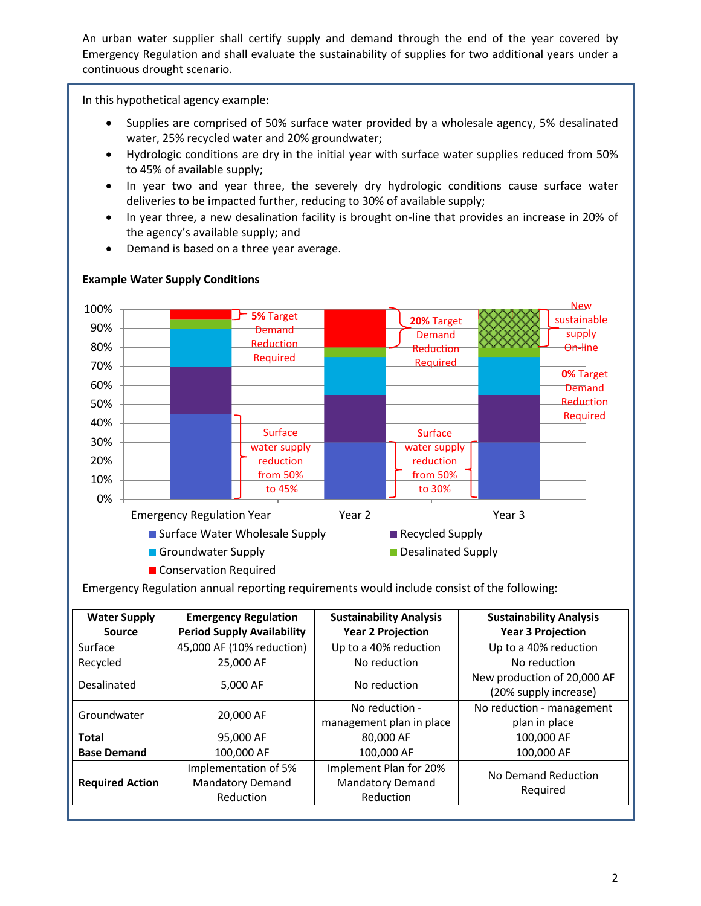An urban water supplier shall certify supply and demand through the end of the year covered by Emergency Regulation and shall evaluate the sustainability of supplies for two additional years under a continuous drought scenario.

In this hypothetical agency example:

- Supplies are comprised of 50% surface water provided by a wholesale agency, 5% desalinated water, 25% recycled water and 20% groundwater;
- Hydrologic conditions are dry in the initial year with surface water supplies reduced from 50% to 45% of available supply;
- In year two and year three, the severely dry hydrologic conditions cause surface water deliveries to be impacted further, reducing to 30% of available supply;
- In year three, a new desalination facility is brought on-line that provides an increase in 20% of the agency's available supply; and
- Demand is based on a three year average.

**Example Water Supply Conditions**

100%
90%
80%
70%
60%
50%
40%
30%
20%
10%
0%

5% Target Demand Reduction Required

Surface water supply reduction from 50% to 45%

20% Target Demand Reduction Required

Surface water supply reduction from 50% to 30%

New sustainable supply On-line

0% Target Demand Reduction Required

Emergency Regulation Year
Year 2
Year 3

Surface Water Wholesale Supply
Recycled Supply
Groundwater Supply
Desalinated Supply
Conservation Required

Emergency Regulation annual reporting requirements would include consist of the following:

| Water Supply Source | Emergency Regulation Period Supply Availability | Sustainability Analysis Year 2 Projection | Sustainability Analysis Year 3 Projection |
|---|---|---|---|
| Surface | 45,000 AF (10% reduction) | Up to a 40% reduction | Up to a 40% reduction |
| Recycled | 25,000 AF | No reduction | No reduction |
| Desalinated | 5,000 AF | No reduction | New production of 20,000 AF (20% supply increase) |
| Groundwater | 20,000 AF | No reduction - management plan in place | No reduction - management plan in place |
| **Total** | 95,000 AF | 80,000 AF | 100,000 AF |
| **Base Demand** | 100,000 AF | 100,000 AF | 100,000 AF |
| **Required Action** | Implementation of 5% Mandatory Demand Reduction | Implement Plan for 20% Mandatory Demand Reduction | No Demand Reduction Required |